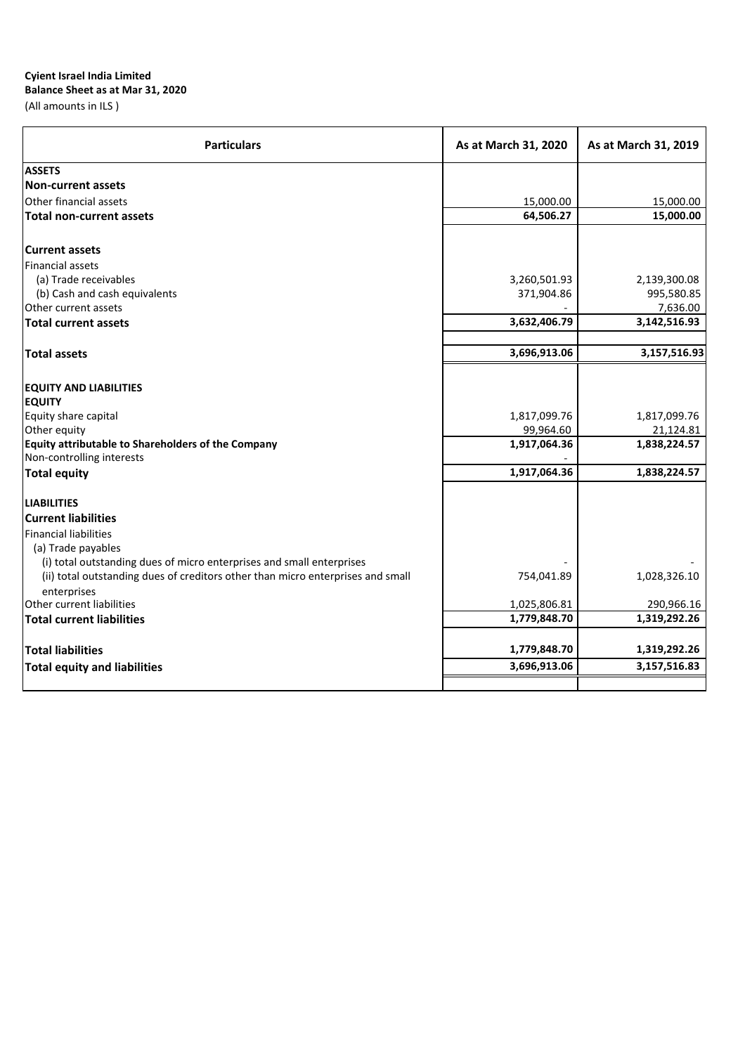**Cyient Israel India Limited**
**Balance Sheet as at Mar 31, 2020**
(All amounts in ILS )

| Particulars | As at March 31, 2020 | As at March 31, 2019 |
|---|---|---|
| **ASSETS** | | |
| **Non-current assets** | | |
| Other financial assets | 15,000.00 | 15,000.00 |
| **Total non-current assets** | **64,506.27** | **15,000.00** |
| | | |
| **Current assets** | | |
| Financial assets | | |
| (a) Trade receivables | 3,260,501.93 | 2,139,300.08 |
| (b) Cash and cash equivalents | 371,904.86 | 995,580.85 |
| Other current assets | - | 7,636.00 |
| **Total current assets** | **3,632,406.79** | **3,142,516.93** |
| | | |
| **Total assets** | **3,696,913.06** | **3,157,516.93** |
| | | |
| **EQUITY AND LIABILITIES** | | |
| **EQUITY** | | |
| Equity share capital | 1,817,099.76 | 1,817,099.76 |
| Other equity | 99,964.60 | 21,124.81 |
| **Equity attributable to Shareholders of the Company** | **1,917,064.36** | **1,838,224.57** |
| Non-controlling interests | - | |
| **Total equity** | **1,917,064.36** | **1,838,224.57** |
| | | |
| **LIABILITIES** | | |
| **Current liabilities** | | |
| Financial liabilities | | |
| (a) Trade payables | | |
| (i) total outstanding dues of micro enterprises and small enterprises | - | - |
| (ii) total outstanding dues of creditors other than micro enterprises and small enterprises | 754,041.89 | 1,028,326.10 |
| Other current liabilities | 1,025,806.81 | 290,966.16 |
| **Total current liabilities** | **1,779,848.70** | **1,319,292.26** |
| | | |
| **Total liabilities** | **1,779,848.70** | **1,319,292.26** |
| **Total equity and liabilities** | **3,696,913.06** | **3,157,516.83** |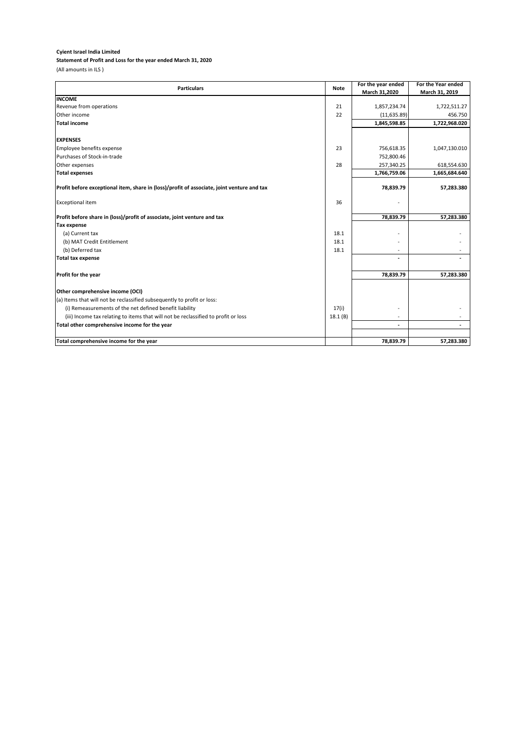**Cyient Israel India Limited**

**Statement of Profit and Loss for the year ended March 31, 2020**

(All amounts in ILS )

| Particulars | Note | For the year ended March 31,2020 | For the Year ended March 31, 2019 |
|---|---|---|---|
| **INCOME** | | | |
| Revenue from operations | 21 | 1,857,234.74 | 1,722,511.27 |
| Other income | 22 | (11,635.89) | 456.750 |
| **Total income** | | **1,845,598.85** | **1,722,968.020** |
| | | | |
| **EXPENSES** | | | |
| Employee benefits expense | 23 | 756,618.35 | 1,047,130.010 |
| Purchases of Stock-in-trade | | 752,800.46 | |
| Other expenses | 28 | 257,340.25 | 618,554.630 |
| **Total expenses** | | **1,766,759.06** | **1,665,684.640** |
| | | | |
| **Profit before exceptional item, share in (loss)/profit of associate, joint venture and tax** | | **78,839.79** | **57,283.380** |
| | | | |
| Exceptional item | 36 | - | |
| | | | |
| **Profit before share in (loss)/profit of associate, joint venture and tax** | | **78,839.79** | **57,283.380** |
| **Tax expense** | | | |
| (a) Current tax | 18.1 | - | - |
| (b) MAT Credit Entitlement | 18.1 | - | - |
| (b) Deferred tax | 18.1 | - | - |
| **Total tax expense** | | **-** | **-** |
| | | | |
| **Profit for the year** | | **78,839.79** | **57,283.380** |
| | | | |
| **Other comprehensive income (OCI)** | | | |
| (a) Items that will not be reclassified subsequently to profit or loss: | | | |
| (i) Remeasurements of the net defined benefit liability | 17(i) | - | - |
| (iii) Income tax relating to items that will not be reclassified to profit or loss | 18.1 (B) | - | - |
| **Total other comprehensive income for the year** | | **-** | **-** |
| | | | |
| **Total comprehensive income for the year** | | **78,839.79** | **57,283.380** |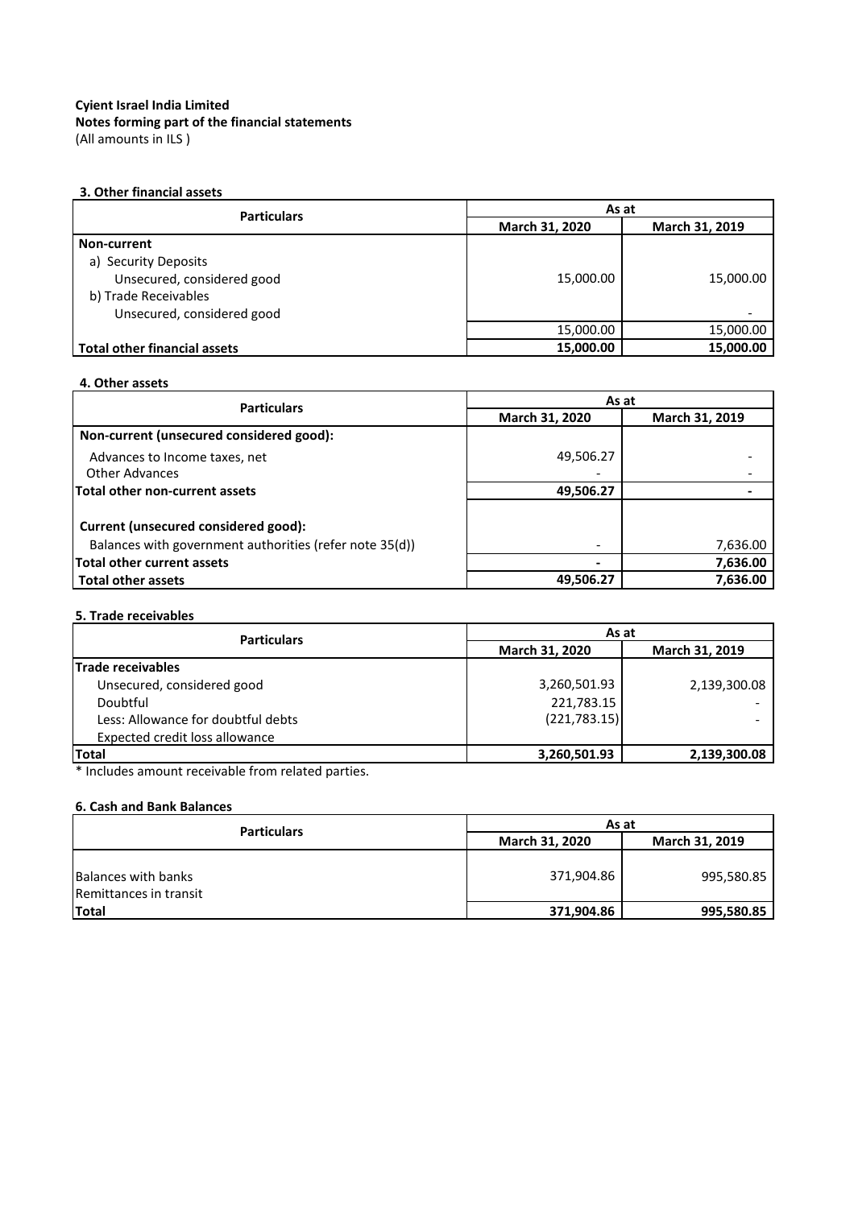**Cyient Israel India Limited**
**Notes forming part of the financial statements**
(All amounts in ILS )

**3. Other financial assets**

| Particulars | As at | |
|---|---|---|
| | **March 31, 2020** | **March 31, 2019** |
| **Non-current** | | |
| a) Security Deposits | | |
| Unsecured, considered good | 15,000.00 | 15,000.00 |
| b) Trade Receivables | | |
| Unsecured, considered good | | - |
| | 15,000.00 | 15,000.00 |
| **Total other financial assets** | **15,000.00** | **15,000.00** |

**4. Other assets**

| Particulars | As at | |
|---|---|---|
| | **March 31, 2020** | **March 31, 2019** |
| **Non-current (unsecured considered good):** | | |
| Advances to Income taxes, net | 49,506.27 | - |
| Other Advances | - | - |
| **Total other non-current assets** | **49,506.27** | **-** |
| **Current (unsecured considered good):** | | |
| Balances with government authorities (refer note 35(d)) | - | 7,636.00 |
| **Total other current assets** | **-** | **7,636.00** |
| **Total other assets** | **49,506.27** | **7,636.00** |

**5. Trade receivables**

| Particulars | As at | |
|---|---|---|
| | **March 31, 2020** | **March 31, 2019** |
| **Trade receivables** | | |
| Unsecured, considered good | 3,260,501.93 | 2,139,300.08 |
| Doubtful | 221,783.15 | - |
| Less: Allowance for doubtful debts | (221,783.15) | - |
| Expected credit loss allowance | | |
| **Total** | **3,260,501.93** | **2,139,300.08** |

\* Includes amount receivable from related parties.

**6. Cash and Bank Balances**

| Particulars | As at | |
|---|---|---|
| | **March 31, 2020** | **March 31, 2019** |
| Balances with banks | 371,904.86 | 995,580.85 |
| Remittances in transit | | |
| **Total** | **371,904.86** | **995,580.85** |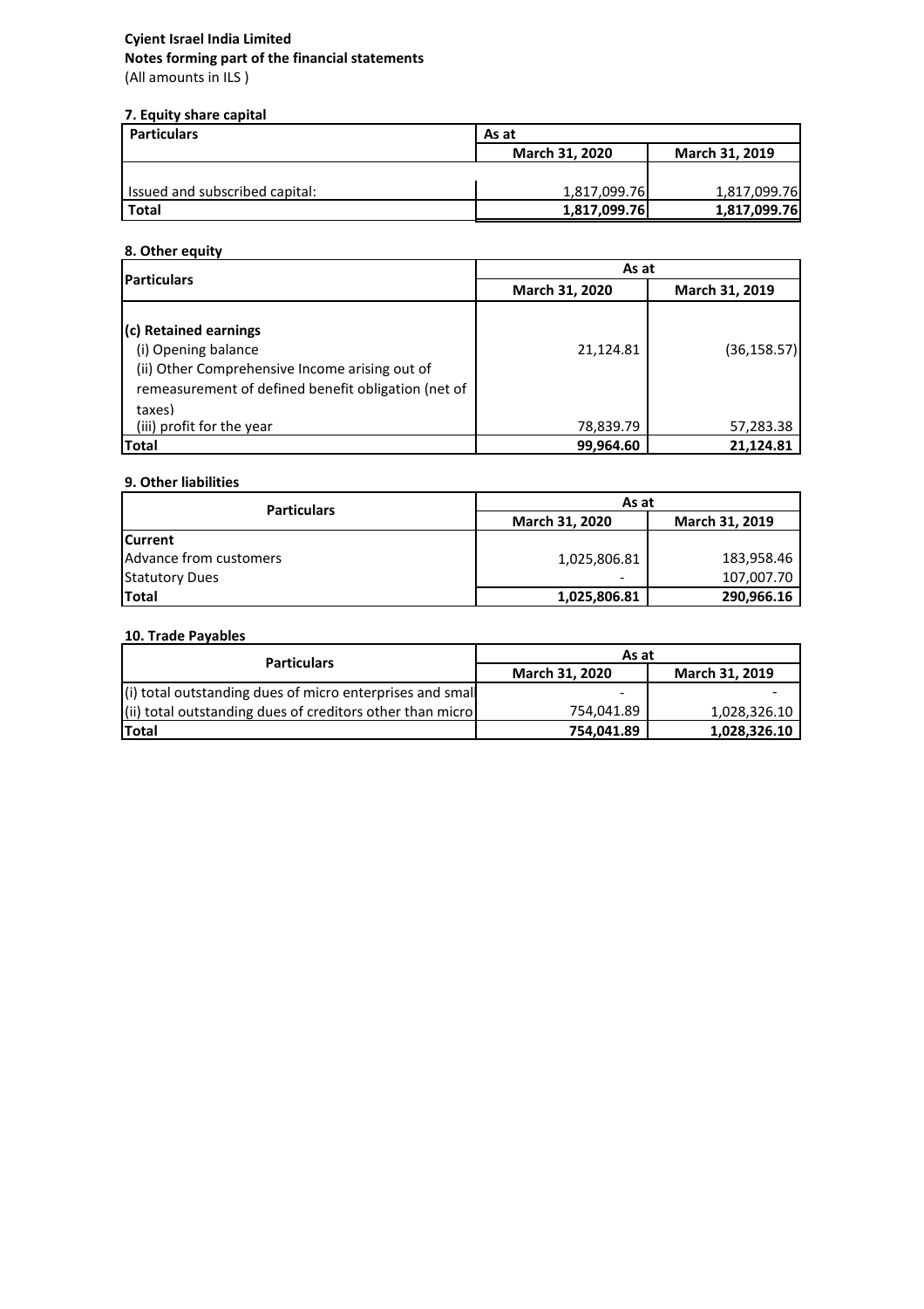**Cyient Israel India Limited**
**Notes forming part of the financial statements**
(All amounts in ILS )

### 7. Equity share capital

| Particulars | As at | |
|---|---|---|
| | March 31, 2020 | March 31, 2019 |
| Issued and subscribed capital: | 1,817,099.76 | 1,817,099.76 |
| **Total** | **1,817,099.76** | **1,817,099.76** |

### 8. Other equity

| Particulars | As at | |
|---|---|---|
| | March 31, 2020 | March 31, 2019 |
| **(c) Retained earnings** | | |
| (i) Opening balance | 21,124.81 | (36,158.57) |
| (ii) Other Comprehensive Income arising out of remeasurement of defined benefit obligation (net of taxes) | | |
| (iii) profit for the year | 78,839.79 | 57,283.38 |
| **Total** | **99,964.60** | **21,124.81** |

### 9. Other liabilities

| Particulars | As at | |
|---|---|---|
| | March 31, 2020 | March 31, 2019 |
| **Current** | | |
| Advance from customers | 1,025,806.81 | 183,958.46 |
| Statutory Dues | - | 107,007.70 |
| **Total** | **1,025,806.81** | **290,966.16** |

### 10. Trade Payables

| Particulars | As at | |
|---|---|---|
| | March 31, 2020 | March 31, 2019 |
| (i) total outstanding dues of micro enterprises and smal | - | - |
| (ii) total outstanding dues of creditors other than micro | 754,041.89 | 1,028,326.10 |
| **Total** | **754,041.89** | **1,028,326.10** |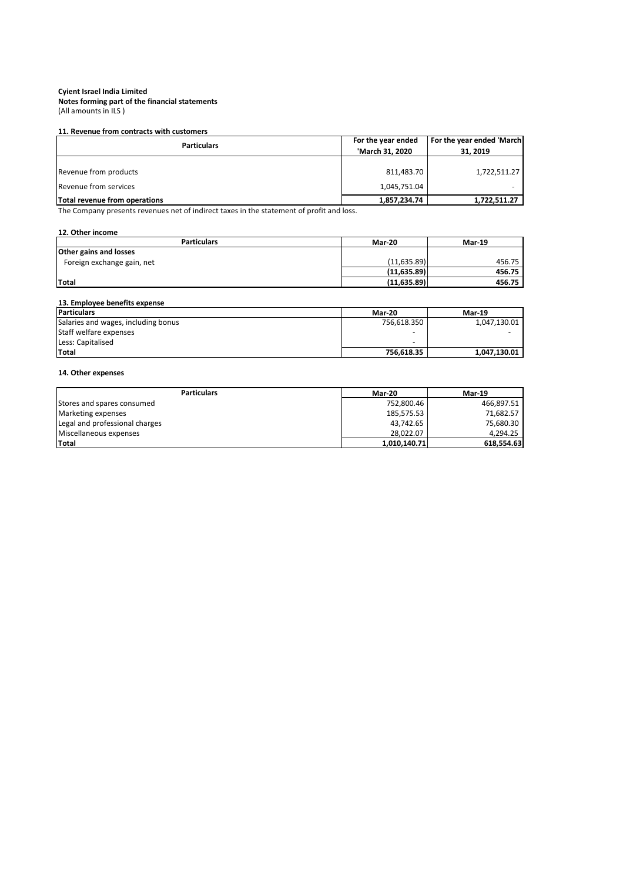**Cyient Israel India Limited**
**Notes forming part of the financial statements**
(All amounts in ILS )

**11. Revenue from contracts with customers**

| Particulars | For the year ended 'March 31, 2020 | For the year ended 'March 31, 2019 |
|---|---|---|
| Revenue from products | 811,483.70 | 1,722,511.27 |
| Revenue from services | 1,045,751.04 | - |
| **Total revenue from operations** | **1,857,234.74** | **1,722,511.27** |

The Company presents revenues net of indirect taxes in the statement of profit and loss.

**12. Other income**

| Particulars | Mar-20 | Mar-19 |
|---|---|---|
| **Other gains and losses** | | |
| Foreign exchange gain, net | (11,635.89) | 456.75 |
| | **(11,635.89)** | **456.75** |
| **Total** | **(11,635.89)** | **456.75** |

**13. Employee benefits expense**

| Particulars | Mar-20 | Mar-19 |
|---|---|---|
| Salaries and wages, including bonus | 756,618.350 | 1,047,130.01 |
| Staff welfare expenses | - | - |
| Less: Capitalised | - | |
| **Total** | **756,618.35** | **1,047,130.01** |

**14. Other expenses**

| Particulars | Mar-20 | Mar-19 |
|---|---|---|
| Stores and spares consumed | 752,800.46 | 466,897.51 |
| Marketing expenses | 185,575.53 | 71,682.57 |
| Legal and professional charges | 43,742.65 | 75,680.30 |
| Miscellaneous expenses | 28,022.07 | 4,294.25 |
| **Total** | **1,010,140.71** | **618,554.63** |